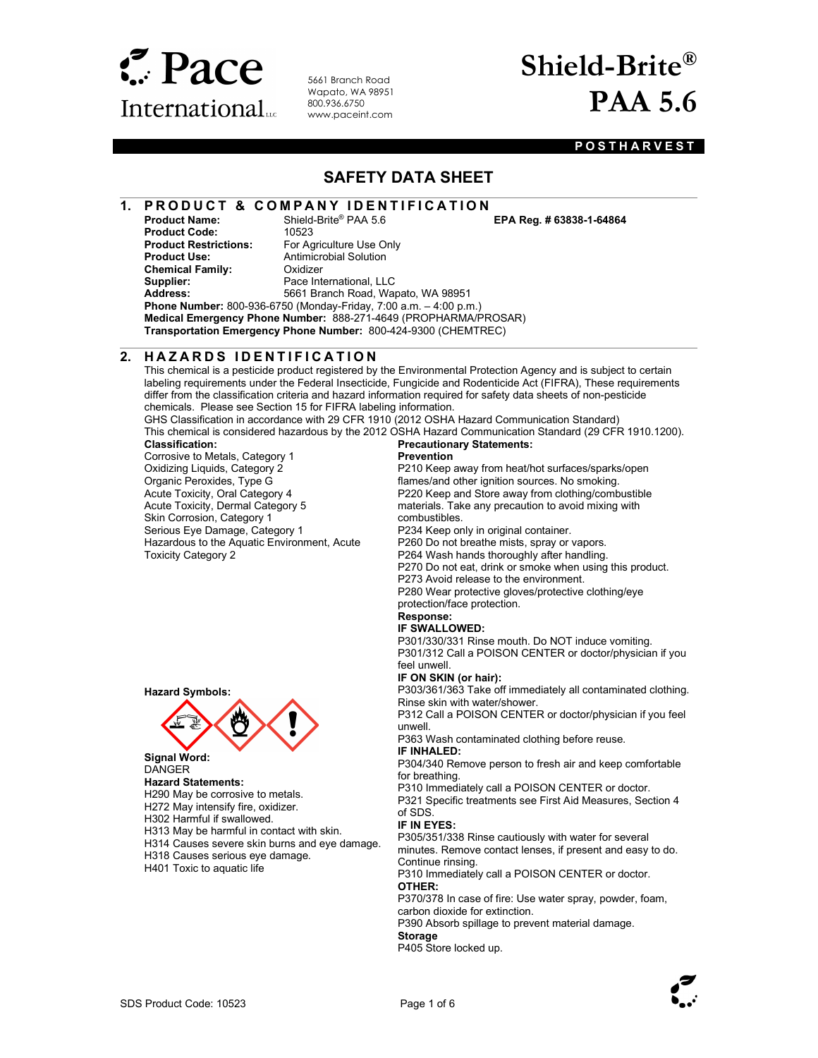# Pace International LLC

5661 Branch Road
Wapato, WA 98951
800.936.6750
www.paceint.com

# Shield-Brite® PAA 5.6

**POSTHARVEST**

## SAFETY DATA SHEET

## 1. PRODUCT & COMPANY IDENTIFICATION

**Product Name:** Shield-Brite® PAA 5.6 **EPA Reg. # 63838-1-64864**
**Product Code:** 10523
**Product Restrictions:** For Agriculture Use Only
**Product Use:** Antimicrobial Solution
**Chemical Family:** Oxidizer
**Supplier:** Pace International, LLC
**Address:** 5661 Branch Road, Wapato, WA 98951
**Phone Number:** 800-936-6750 (Monday-Friday, 7:00 a.m. – 4:00 p.m.)
**Medical Emergency Phone Number:** 888-271-4649 (PROPHARMA/PROSAR)
**Transportation Emergency Phone Number:** 800-424-9300 (CHEMTREC)

## 2. HAZARDS IDENTIFICATION

This chemical is a pesticide product registered by the Environmental Protection Agency and is subject to certain labeling requirements under the Federal Insecticide, Fungicide and Rodenticide Act (FIFRA), These requirements differ from the classification criteria and hazard information required for safety data sheets of non-pesticide chemicals. Please see Section 15 for FIFRA labeling information.
GHS Classification in accordance with 29 CFR 1910 (2012 OSHA Hazard Communication Standard)
This chemical is considered hazardous by the 2012 OSHA Hazard Communication Standard (29 CFR 1910.1200).

**Classification:**
Corrosive to Metals, Category 1
Oxidizing Liquids, Category 2
Organic Peroxides, Type G
Acute Toxicity, Oral Category 4
Acute Toxicity, Dermal Category 5
Skin Corrosion, Category 1
Serious Eye Damage, Category 1
Hazardous to the Aquatic Environment, Acute Toxicity Category 2

**Hazard Symbols:**

**Signal Word:**
DANGER

**Hazard Statements:**
H290 May be corrosive to metals.
H272 May intensify fire, oxidizer.
H302 Harmful if swallowed.
H313 May be harmful in contact with skin.
H314 Causes severe skin burns and eye damage.
H318 Causes serious eye damage.
H401 Toxic to aquatic life

**Precautionary Statements:**

**Prevention**
P210 Keep away from heat/hot surfaces/sparks/open flames/and other ignition sources. No smoking.
P220 Keep and Store away from clothing/combustible materials. Take any precaution to avoid mixing with combustibles.
P234 Keep only in original container.
P260 Do not breathe mists, spray or vapors.
P264 Wash hands thoroughly after handling.
P270 Do not eat, drink or smoke when using this product.
P273 Avoid release to the environment.
P280 Wear protective gloves/protective clothing/eye protection/face protection.

**Response:**

**IF SWALLOWED:**
P301/330/331 Rinse mouth. Do NOT induce vomiting.
P301/312 Call a POISON CENTER or doctor/physician if you feel unwell.

**IF ON SKIN (or hair):**
P303/361/363 Take off immediately all contaminated clothing. Rinse skin with water/shower.
P312 Call a POISON CENTER or doctor/physician if you feel unwell.
P363 Wash contaminated clothing before reuse.

**IF INHALED:**
P304/340 Remove person to fresh air and keep comfortable for breathing.
P310 Immediately call a POISON CENTER or doctor.
P321 Specific treatments see First Aid Measures, Section 4 of SDS.

**IF IN EYES:**
P305/351/338 Rinse cautiously with water for several minutes. Remove contact lenses, if present and easy to do. Continue rinsing.
P310 Immediately call a POISON CENTER or doctor.

**OTHER:**
P370/378 In case of fire: Use water spray, powder, foam, carbon dioxide for extinction.
P390 Absorb spillage to prevent material damage.

**Storage**
P405 Store locked up.

SDS Product Code: 10523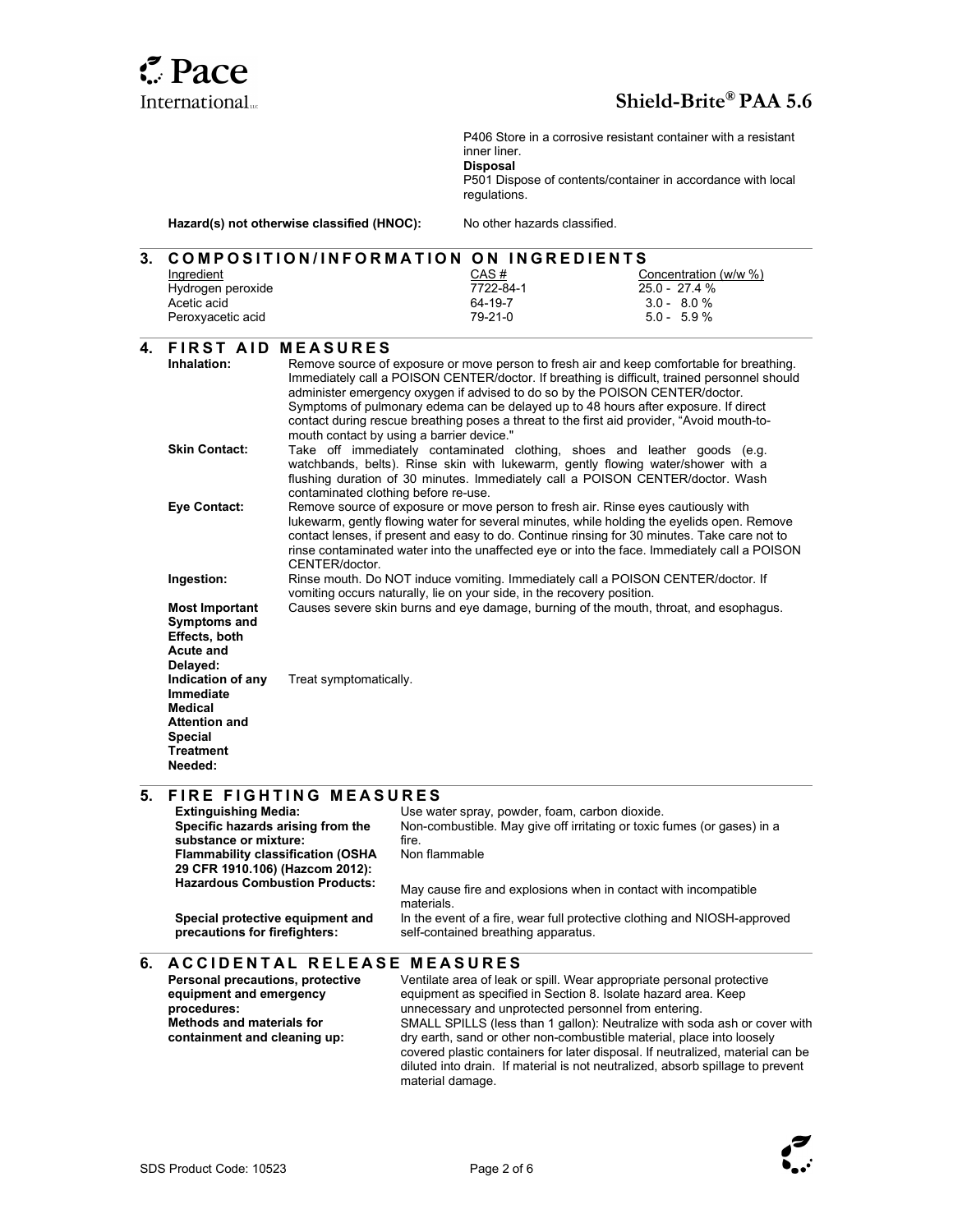P406 Store in a corrosive resistant container with a resistant inner liner.

**Disposal**

P501 Dispose of contents/container in accordance with local regulations.

**Hazard(s) not otherwise classified (HNOC):** No other hazards classified.

## 3. COMPOSITION/INFORMATION ON INGREDIENTS

| Ingredient | CAS # | Concentration (w/w %) |
|---|---|---|
| Hydrogen peroxide | 7722-84-1 | 25.0 - 27.4 % |
| Acetic acid | 64-19-7 | 3.0 - 8.0 % |
| Peroxyacetic acid | 79-21-0 | 5.0 - 5.9 % |

## 4. FIRST AID MEASURES

**Inhalation:** Remove source of exposure or move person to fresh air and keep comfortable for breathing. Immediately call a POISON CENTER/doctor. If breathing is difficult, trained personnel should administer emergency oxygen if advised to do so by the POISON CENTER/doctor. Symptoms of pulmonary edema can be delayed up to 48 hours after exposure. If direct contact during rescue breathing poses a threat to the first aid provider, "Avoid mouth-to-mouth contact by using a barrier device."

**Skin Contact:** Take off immediately contaminated clothing, shoes and leather goods (e.g. watchbands, belts). Rinse skin with lukewarm, gently flowing water/shower with a flushing duration of 30 minutes. Immediately call a POISON CENTER/doctor. Wash contaminated clothing before re-use.

**Eye Contact:** Remove source of exposure or move person to fresh air. Rinse eyes cautiously with lukewarm, gently flowing water for several minutes, while holding the eyelids open. Remove contact lenses, if present and easy to do. Continue rinsing for 30 minutes. Take care not to rinse contaminated water into the unaffected eye or into the face. Immediately call a POISON CENTER/doctor.

**Ingestion:** Rinse mouth. Do NOT induce vomiting. Immediately call a POISON CENTER/doctor. If vomiting occurs naturally, lie on your side, in the recovery position.

**Most Important Symptoms and Effects, both Acute and Delayed:** Causes severe skin burns and eye damage, burning of the mouth, throat, and esophagus.

**Indication of any Immediate Medical Attention and Special Treatment Needed:** Treat symptomatically.

## 5. FIRE FIGHTING MEASURES

**Extinguishing Media:** Use water spray, powder, foam, carbon dioxide.

**Specific hazards arising from the substance or mixture:** Non-combustible. May give off irritating or toxic fumes (or gases) in a fire.

**Flammability classification (OSHA 29 CFR 1910.106) (Hazcom 2012):** Non flammable

**Hazardous Combustion Products:** May cause fire and explosions when in contact with incompatible materials.

**Special protective equipment and precautions for firefighters:** In the event of a fire, wear full protective clothing and NIOSH-approved self-contained breathing apparatus.

## 6. ACCIDENTAL RELEASE MEASURES

**Personal precautions, protective equipment and emergency procedures:** Ventilate area of leak or spill. Wear appropriate personal protective equipment as specified in Section 8. Isolate hazard area. Keep unnecessary and unprotected personnel from entering.

**Methods and materials for containment and cleaning up:** SMALL SPILLS (less than 1 gallon): Neutralize with soda ash or cover with dry earth, sand or other non-combustible material, place into loosely covered plastic containers for later disposal. If neutralized, material can be diluted into drain. If material is not neutralized, absorb spillage to prevent material damage.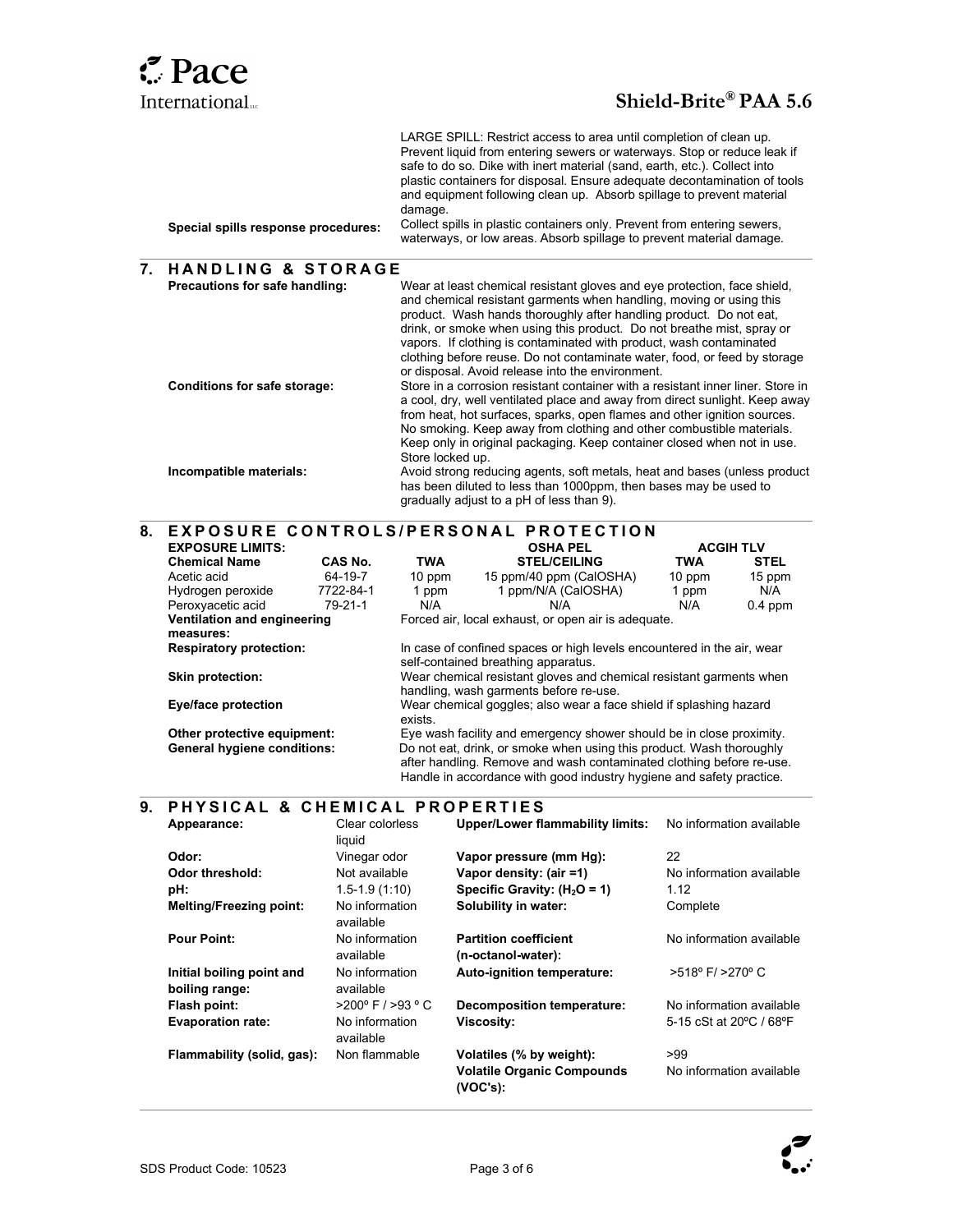LARGE SPILL: Restrict access to area until completion of clean up. Prevent liquid from entering sewers or waterways. Stop or reduce leak if safe to do so. Dike with inert material (sand, earth, etc.). Collect into plastic containers for disposal. Ensure adequate decontamination of tools and equipment following clean up. Absorb spillage to prevent material damage.

**Special spills response procedures:** Collect spills in plastic containers only. Prevent from entering sewers, waterways, or low areas. Absorb spillage to prevent material damage.

## 7. HANDLING & STORAGE

**Precautions for safe handling:** Wear at least chemical resistant gloves and eye protection, face shield, and chemical resistant garments when handling, moving or using this product. Wash hands thoroughly after handling product. Do not eat, drink, or smoke when using this product. Do not breathe mist, spray or vapors. If clothing is contaminated with product, wash contaminated clothing before reuse. Do not contaminate water, food, or feed by storage or disposal. Avoid release into the environment.

**Conditions for safe storage:** Store in a corrosion resistant container with a resistant inner liner. Store in a cool, dry, well ventilated place and away from direct sunlight. Keep away from heat, hot surfaces, sparks, open flames and other ignition sources. No smoking. Keep away from clothing and other combustible materials. Keep only in original packaging. Keep container closed when not in use. Store locked up.

**Incompatible materials:** Avoid strong reducing agents, soft metals, heat and bases (unless product has been diluted to less than 1000ppm, then bases may be used to gradually adjust to a pH of less than 9).

## 8. EXPOSURE CONTROLS/PERSONAL PROTECTION

**EXPOSURE LIMITS:**

| Chemical Name | CAS No. | OSHA PEL TWA | OSHA PEL STEL/CEILING | ACGIH TLV TWA | ACGIH TLV STEL |
|---|---|---|---|---|---|
| Acetic acid | 64-19-7 | 10 ppm | 15 ppm/40 ppm (CalOSHA) | 10 ppm | 15 ppm |
| Hydrogen peroxide | 7722-84-1 | 1 ppm | 1 ppm/N/A (CalOSHA) | 1 ppm | N/A |
| Peroxyacetic acid | 79-21-1 | N/A | N/A | N/A | 0.4 ppm |

**Ventilation and engineering measures:** Forced air, local exhaust, or open air is adequate.

**Respiratory protection:** In case of confined spaces or high levels encountered in the air, wear self-contained breathing apparatus.

**Skin protection:** Wear chemical resistant gloves and chemical resistant garments when handling, wash garments before re-use.

**Eye/face protection** Wear chemical goggles; also wear a face shield if splashing hazard exists.

**Other protective equipment:** Eye wash facility and emergency shower should be in close proximity.

**General hygiene conditions:** Do not eat, drink, or smoke when using this product. Wash thoroughly after handling. Remove and wash contaminated clothing before re-use. Handle in accordance with good industry hygiene and safety practice.

## 9. PHYSICAL & CHEMICAL PROPERTIES

| | | | |
|---|---|---|---|
| **Appearance:** | Clear colorless liquid | **Upper/Lower flammability limits:** | No information available |
| **Odor:** | Vinegar odor | **Vapor pressure (mm Hg):** | 22 |
| **Odor threshold:** | Not available | **Vapor density: (air =1)** | No information available |
| **pH:** | 1.5-1.9 (1:10) | **Specific Gravity: ($H_2O$ = 1)** | 1.12 |
| **Melting/Freezing point:** | No information available | **Solubility in water:** | Complete |
| **Pour Point:** | No information available | **Partition coefficient (n-octanol-water):** | No information available |
| **Initial boiling point and boiling range:** | No information available | **Auto-ignition temperature:** | >518º F/ >270º C |
| **Flash point:** | >200º F / >93 º C | **Decomposition temperature:** | No information available |
| **Evaporation rate:** | No information available | **Viscosity:** | 5-15 cSt at 20ºC / 68ºF |
| **Flammability (solid, gas):** | Non flammable | **Volatiles (% by weight):** | >99 |
| | | **Volatile Organic Compounds (VOC's):** | No information available |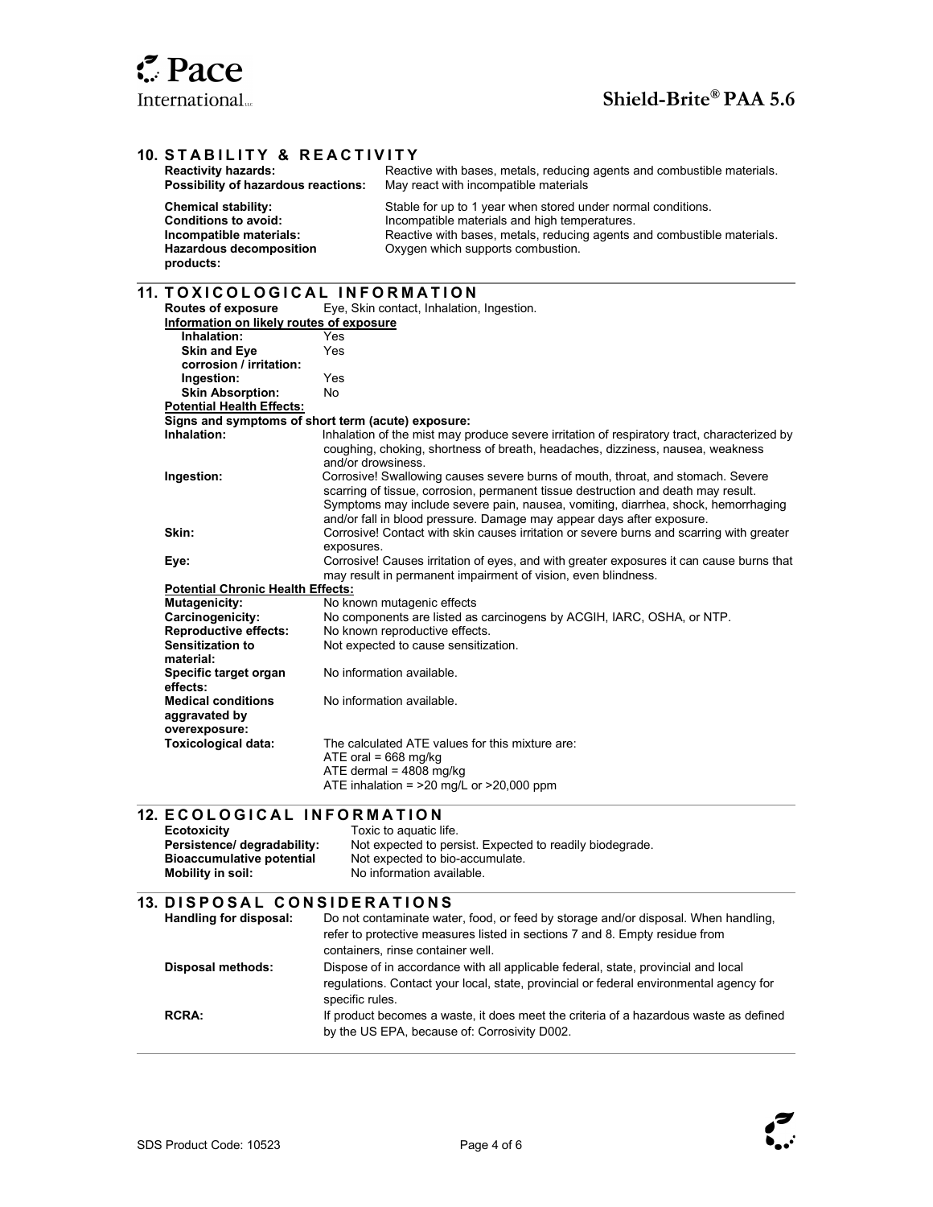## 10. STABILITY & REACTIVITY

| | |
|---|---|
| **Reactivity hazards:** | Reactive with bases, metals, reducing agents and combustible materials. |
| **Possibility of hazardous reactions:** | May react with incompatible materials |
| **Chemical stability:** | Stable for up to 1 year when stored under normal conditions. |
| **Conditions to avoid:** | Incompatible materials and high temperatures. |
| **Incompatible materials:** | Reactive with bases, metals, reducing agents and combustible materials. |
| **Hazardous decomposition products:** | Oxygen which supports combustion. |

## 11. TOXICOLOGICAL INFORMATION

**Routes of exposure** Eye, Skin contact, Inhalation, Ingestion.

**Information on likely routes of exposure**

| | |
|---|---|
| **Inhalation:** | Yes |
| **Skin and Eye corrosion / irritation:** | Yes |
| **Ingestion:** | Yes |
| **Skin Absorption:** | No |

**Potential Health Effects:**

**Signs and symptoms of short term (acute) exposure:**

| | |
|---|---|
| **Inhalation:** | Inhalation of the mist may produce severe irritation of respiratory tract, characterized by coughing, choking, shortness of breath, headaches, dizziness, nausea, weakness and/or drowsiness. |
| **Ingestion:** | Corrosive! Swallowing causes severe burns of mouth, throat, and stomach. Severe scarring of tissue, corrosion, permanent tissue destruction and death may result. Symptoms may include severe pain, nausea, vomiting, diarrhea, shock, hemorrhaging and/or fall in blood pressure. Damage may appear days after exposure. |
| **Skin:** | Corrosive! Contact with skin causes irritation or severe burns and scarring with greater exposures. |
| **Eye:** | Corrosive! Causes irritation of eyes, and with greater exposures it can cause burns that may result in permanent impairment of vision, even blindness. |

**Potential Chronic Health Effects:**

| | |
|---|---|
| **Mutagenicity:** | No known mutagenic effects |
| **Carcinogenicity:** | No components are listed as carcinogens by ACGIH, IARC, OSHA, or NTP. |
| **Reproductive effects:** | No known reproductive effects. |
| **Sensitization to material:** | Not expected to cause sensitization. |
| **Specific target organ effects:** | No information available. |
| **Medical conditions aggravated by overexposure:** | No information available. |
| **Toxicological data:** | The calculated ATE values for this mixture are:<br>ATE oral = 668 mg/kg<br>ATE dermal = 4808 mg/kg<br>ATE inhalation = >20 mg/L or >20,000 ppm |

## 12. ECOLOGICAL INFORMATION

| | |
|---|---|
| **Ecotoxicity** | Toxic to aquatic life. |
| **Persistence/ degradability:** | Not expected to persist. Expected to readily biodegrade. |
| **Bioaccumulative potential** | Not expected to bio-accumulate. |
| **Mobility in soil:** | No information available. |

## 13. DISPOSAL CONSIDERATIONS

| | |
|---|---|
| **Handling for disposal:** | Do not contaminate water, food, or feed by storage and/or disposal. When handling, refer to protective measures listed in sections 7 and 8. Empty residue from containers, rinse container well. |
| **Disposal methods:** | Dispose of in accordance with all applicable federal, state, provincial and local regulations. Contact your local, state, provincial or federal environmental agency for specific rules. |
| **RCRA:** | If product becomes a waste, it does meet the criteria of a hazardous waste as defined by the US EPA, because of: Corrosivity D002. |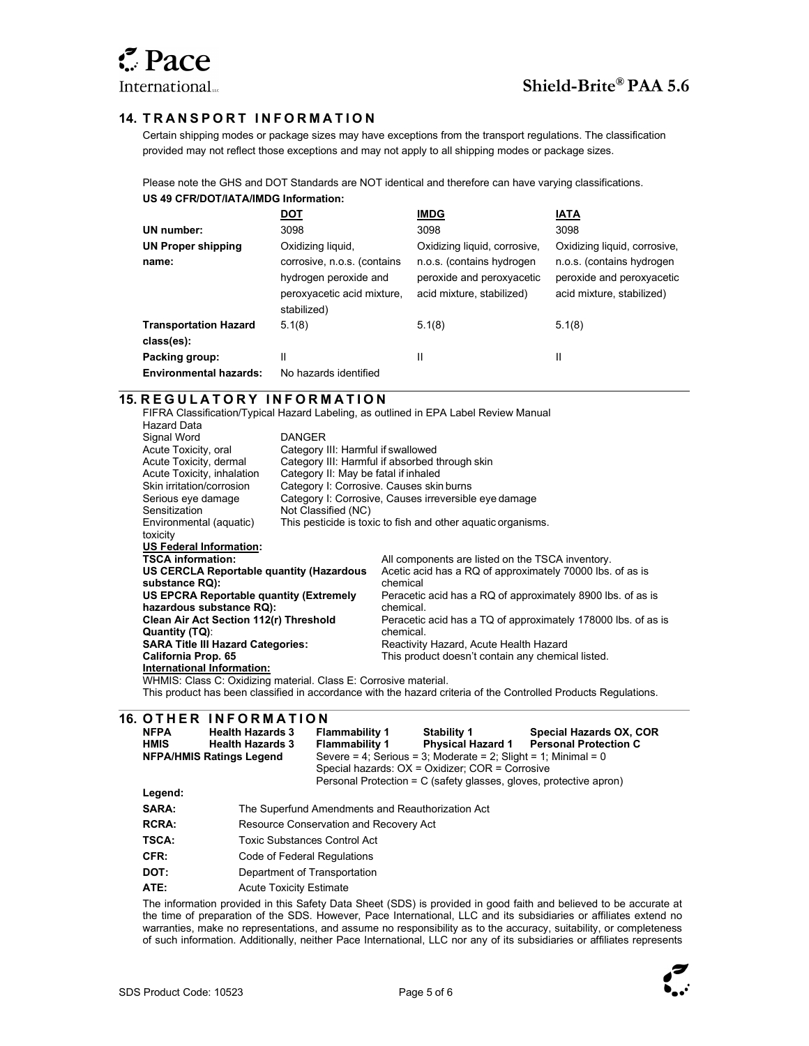## 14. TRANSPORT INFORMATION

Certain shipping modes or package sizes may have exceptions from the transport regulations. The classification provided may not reflect those exceptions and may not apply to all shipping modes or package sizes.

Please note the GHS and DOT Standards are NOT identical and therefore can have varying classifications.

**US 49 CFR/DOT/IATA/IMDG Information:**

| | DOT | IMDG | IATA |
|---|---|---|---|
| **UN number:** | 3098 | 3098 | 3098 |
| **UN Proper shipping name:** | Oxidizing liquid, corrosive, n.o.s. (contains hydrogen peroxide and peroxyacetic acid mixture, stabilized) | Oxidizing liquid, corrosive, n.o.s. (contains hydrogen peroxide and peroxyacetic acid mixture, stabilized) | Oxidizing liquid, corrosive, n.o.s. (contains hydrogen peroxide and peroxyacetic acid mixture, stabilized) |
| **Transportation Hazard class(es):** | 5.1(8) | 5.1(8) | 5.1(8) |
| **Packing group:** | II | II | II |
| **Environmental hazards:** | No hazards identified | | |

## 15. REGULATORY INFORMATION

FIFRA Classification/Typical Hazard Labeling, as outlined in EPA Label Review Manual

| Hazard Data | |
|---|---|
| Signal Word | DANGER |
| Acute Toxicity, oral | Category III: Harmful if swallowed |
| Acute Toxicity, dermal | Category III: Harmful if absorbed through skin |
| Acute Toxicity, inhalation | Category II: May be fatal if inhaled |
| Skin irritation/corrosion | Category I: Corrosive. Causes skin burns |
| Serious eye damage | Category I: Corrosive, Causes irreversible eye damage |
| Sensitization | Not Classified (NC) |
| Environmental (aquatic) toxicity | This pesticide is toxic to fish and other aquatic organisms. |

**US Federal Information:**

| | |
|---|---|
| **TSCA information:** | All components are listed on the TSCA inventory. |
| **US CERCLA Reportable quantity (Hazardous substance RQ):** | Acetic acid has a RQ of approximately 70000 lbs. of as is chemical |
| **US EPCRA Reportable quantity (Extremely hazardous substance RQ):** | Peracetic acid has a RQ of approximately 8900 lbs. of as is chemical. |
| **Clean Air Act Section 112(r) Threshold Quantity (TQ):** | Peracetic acid has a TQ of approximately 178000 lbs. of as is chemical. |
| **SARA Title III Hazard Categories:** | Reactivity Hazard, Acute Health Hazard |
| **California Prop. 65** | This product doesn't contain any chemical listed. |

**International Information:**

WHMIS: Class C: Oxidizing material. Class E: Corrosive material.

This product has been classified in accordance with the hazard criteria of the Controlled Products Regulations.

## 16. OTHER INFORMATION

| | | | | |
|---|---|---|---|---|
| **NFPA** | **Health Hazards 3** | **Flammability 1** | **Stability 1** | **Special Hazards OX, COR** |
| **HMIS** | **Health Hazards 3** | **Flammability 1** | **Physical Hazard 1** | **Personal Protection C** |

**NFPA/HMIS Ratings Legend**

Severe = 4; Serious = 3; Moderate = 2; Slight = 1; Minimal = 0
Special hazards: OX = Oxidizer; COR = Corrosive
Personal Protection = C (safety glasses, gloves, protective apron)

**Legend:**

| | |
|---|---|
| **SARA:** | The Superfund Amendments and Reauthorization Act |
| **RCRA:** | Resource Conservation and Recovery Act |
| **TSCA:** | Toxic Substances Control Act |
| **CFR:** | Code of Federal Regulations |
| **DOT:** | Department of Transportation |
| **ATE:** | Acute Toxicity Estimate |

The information provided in this Safety Data Sheet (SDS) is provided in good faith and believed to be accurate at the time of preparation of the SDS. However, Pace International, LLC and its subsidiaries or affiliates extend no warranties, make no representations, and assume no responsibility as to the accuracy, suitability, or completeness of such information. Additionally, neither Pace International, LLC nor any of its subsidiaries or affiliates represents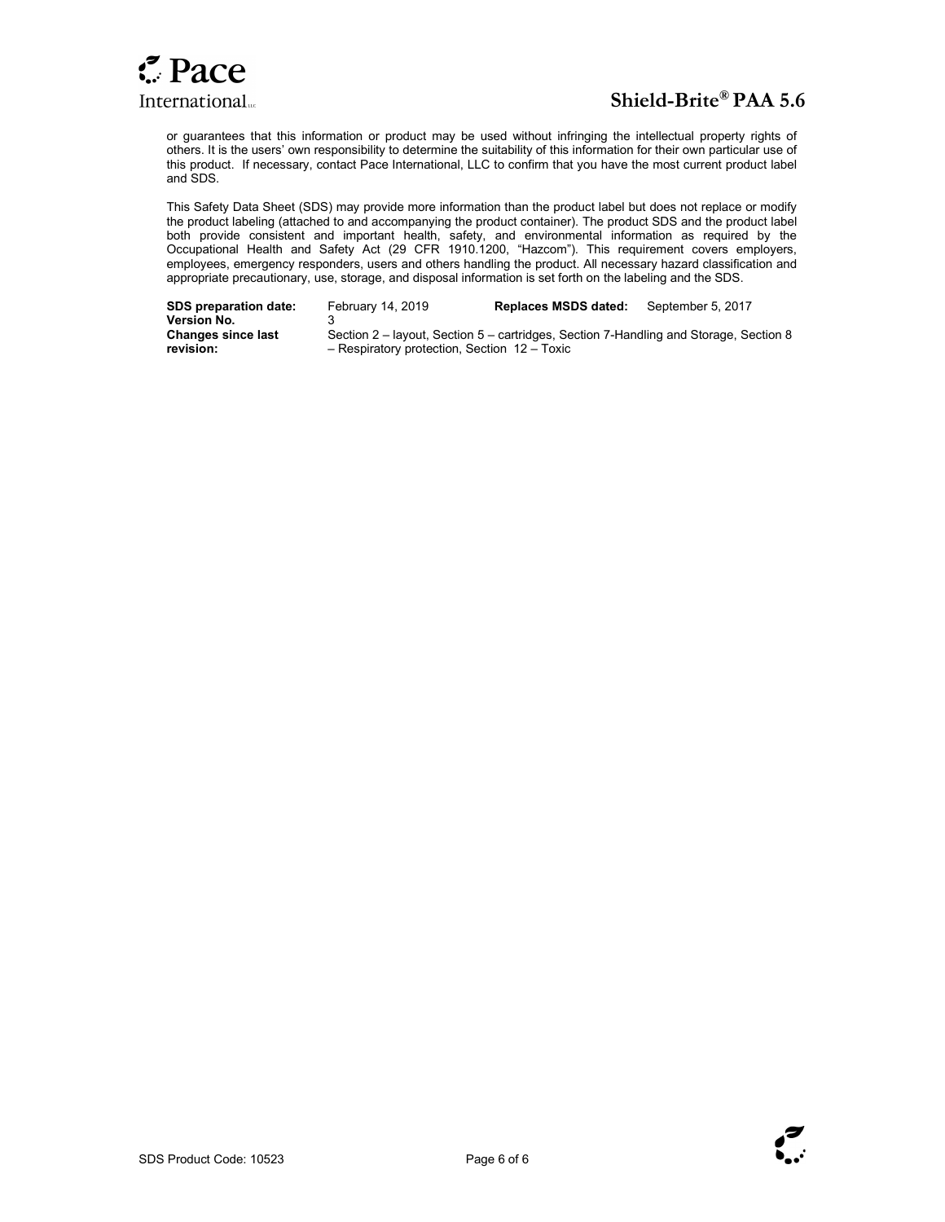or guarantees that this information or product may be used without infringing the intellectual property rights of others. It is the users' own responsibility to determine the suitability of this information for their own particular use of this product. If necessary, contact Pace International, LLC to confirm that you have the most current product label and SDS.

This Safety Data Sheet (SDS) may provide more information than the product label but does not replace or modify the product labeling (attached to and accompanying the product container). The product SDS and the product label both provide consistent and important health, safety, and environmental information as required by the Occupational Health and Safety Act (29 CFR 1910.1200, "Hazcom"). This requirement covers employers, employees, emergency responders, users and others handling the product. All necessary hazard classification and appropriate precautionary, use, storage, and disposal information is set forth on the labeling and the SDS.

| | | | |
|---|---|---|---|
| **SDS preparation date:** | February 14, 2019 | **Replaces MSDS dated:** | September 5, 2017 |
| **Version No.** | 3 | | |
| **Changes since last revision:** | Section 2 – layout, Section 5 – cartridges, Section 7-Handling and Storage, Section 8 – Respiratory protection, Section 12 – Toxic | | |